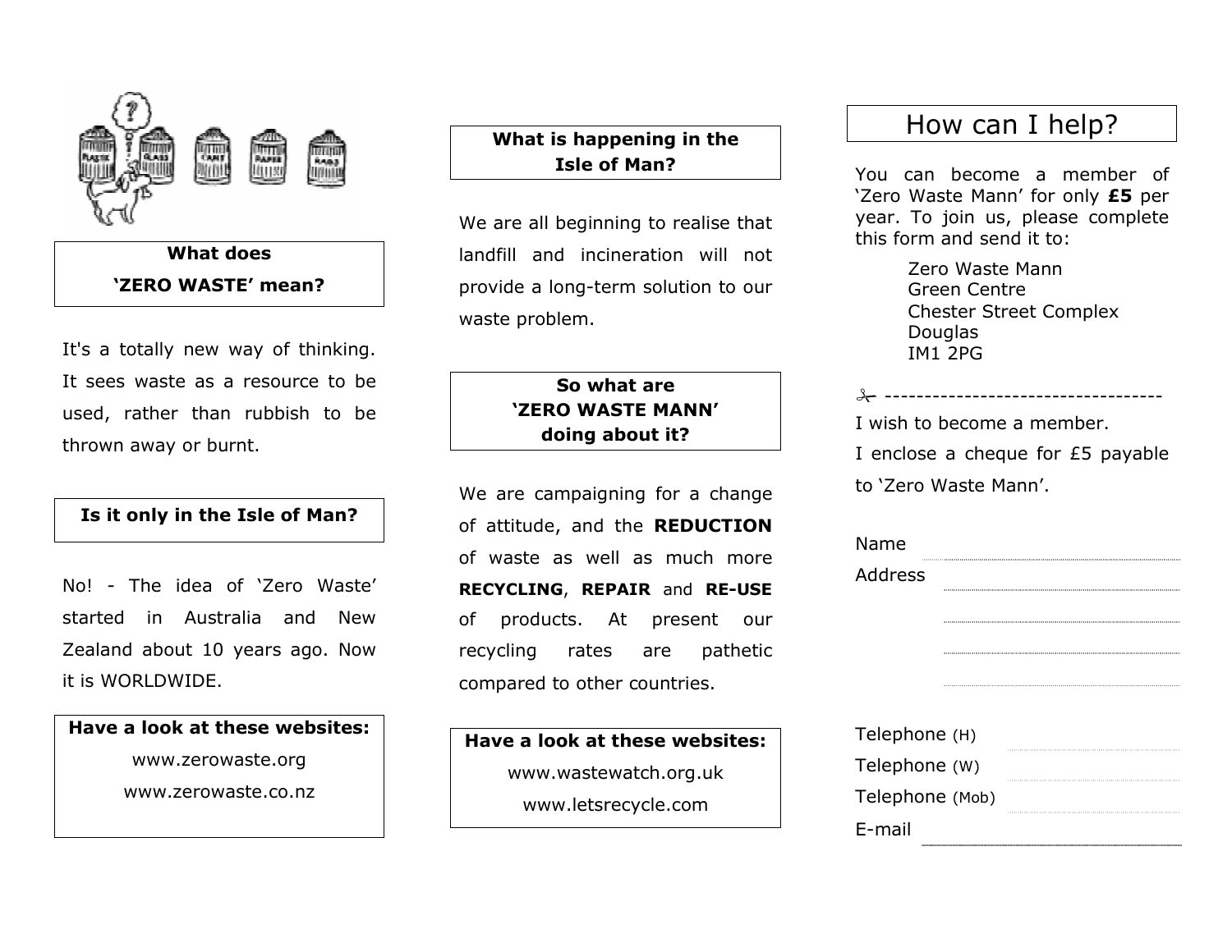## What does 'ZERO WASTE' mean?

It's a totally new way of thinking. It sees waste as a resource to be used, rather than rubbish to be thrown away or burnt.

## Is it only in the Isle of Man?

No! - The idea of 'Zero Waste' started in Australia and New Zealand about 10 years ago. Now it is WORLDWIDE.

**Have a look at these websites:**

www.zerowaste.org

www.zerowaste.co.nz

## What is happening in the Isle of Man?

We are all beginning to realise that landfill and incineration will not provide a long-term solution to our waste problem.

## So what are 'ZERO WASTE MANN' doing about it?

We are campaigning for a change of attitude, and the **REDUCTION** of waste as well as much more **RECYCLING**, **REPAIR** and **RE-USE** of products. At present our recycling rates are pathetic compared to other countries.

**Have a look at these websites:**

www.wastewatch.org.uk

www.letsrecycle.com

# How can I help?

You can become a member of 'Zero Waste Mann' for only **£5** per year. To join us, please complete this form and send it to:

Zero Waste Mann
Green Centre
Chester Street Complex
Douglas
IM1 2PG

✂ -----------------------------------

I wish to become a member.

I enclose a cheque for £5 payable to 'Zero Waste Mann'.

Name ..............................

Address ..............................

..............................

..............................

..............................

Telephone (H) ..............................

Telephone (W) ..............................

Telephone (Mob) ..............................

E-mail ..............................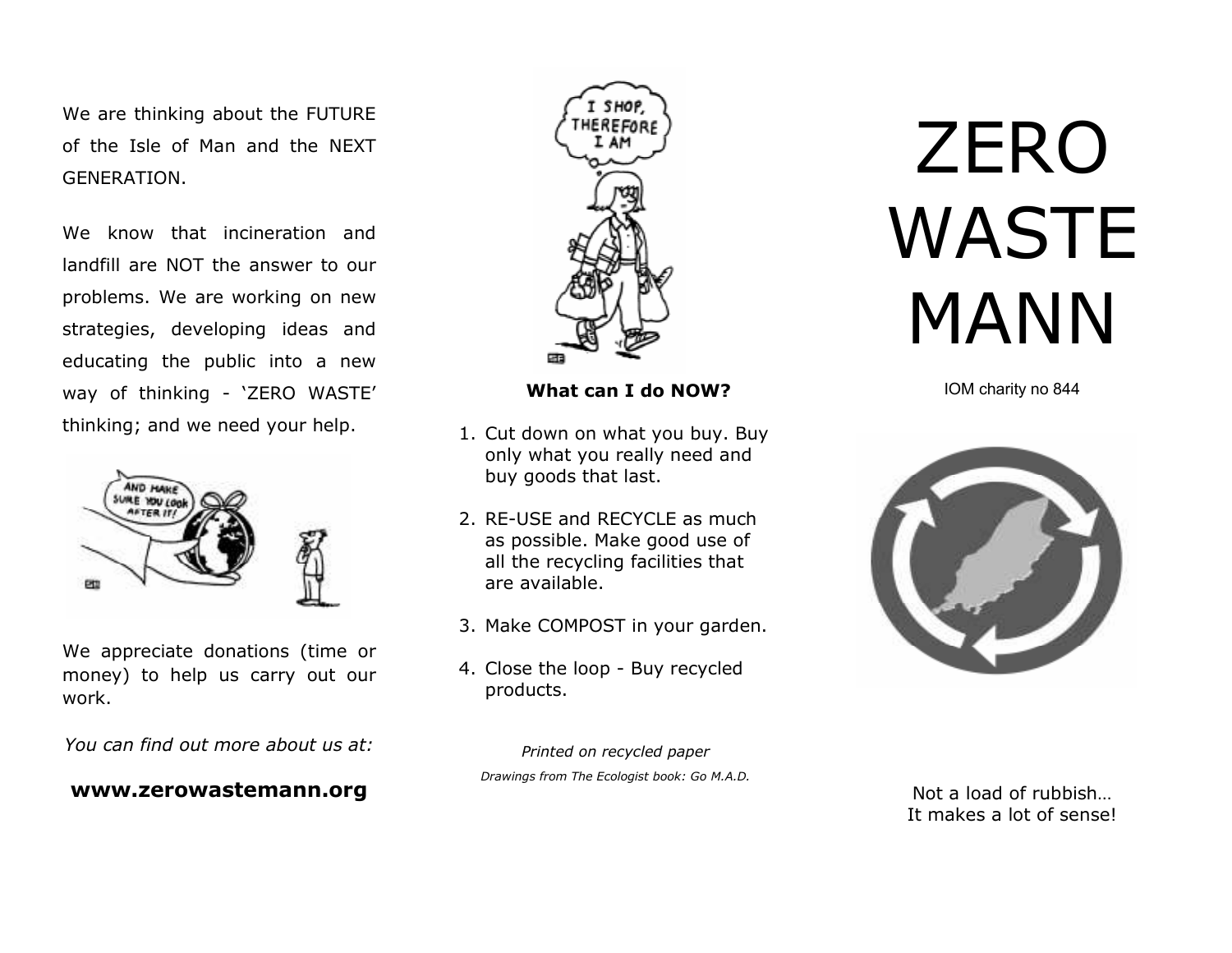We are thinking about the FUTURE of the Isle of Man and the NEXT GENERATION.

We know that incineration and landfill are NOT the answer to our problems. We are working on new strategies, developing ideas and educating the public into a new way of thinking - 'ZERO WASTE' thinking; and we need your help.

We appreciate donations (time or money) to help us carry out our work.

*You can find out more about us at:*

**www.zerowastemann.org**

**What can I do NOW?**

1. Cut down on what you buy. Buy only what you really need and buy goods that last.
2. RE-USE and RECYCLE as much as possible. Make good use of all the recycling facilities that are available.
3. Make COMPOST in your garden.
4. Close the loop - Buy recycled products.

*Printed on recycled paper*

*Drawings from The Ecologist book: Go M.A.D.*

# ZERO WASTE MANN

IOM charity no 844

Not a load of rubbish…
It makes a lot of sense!